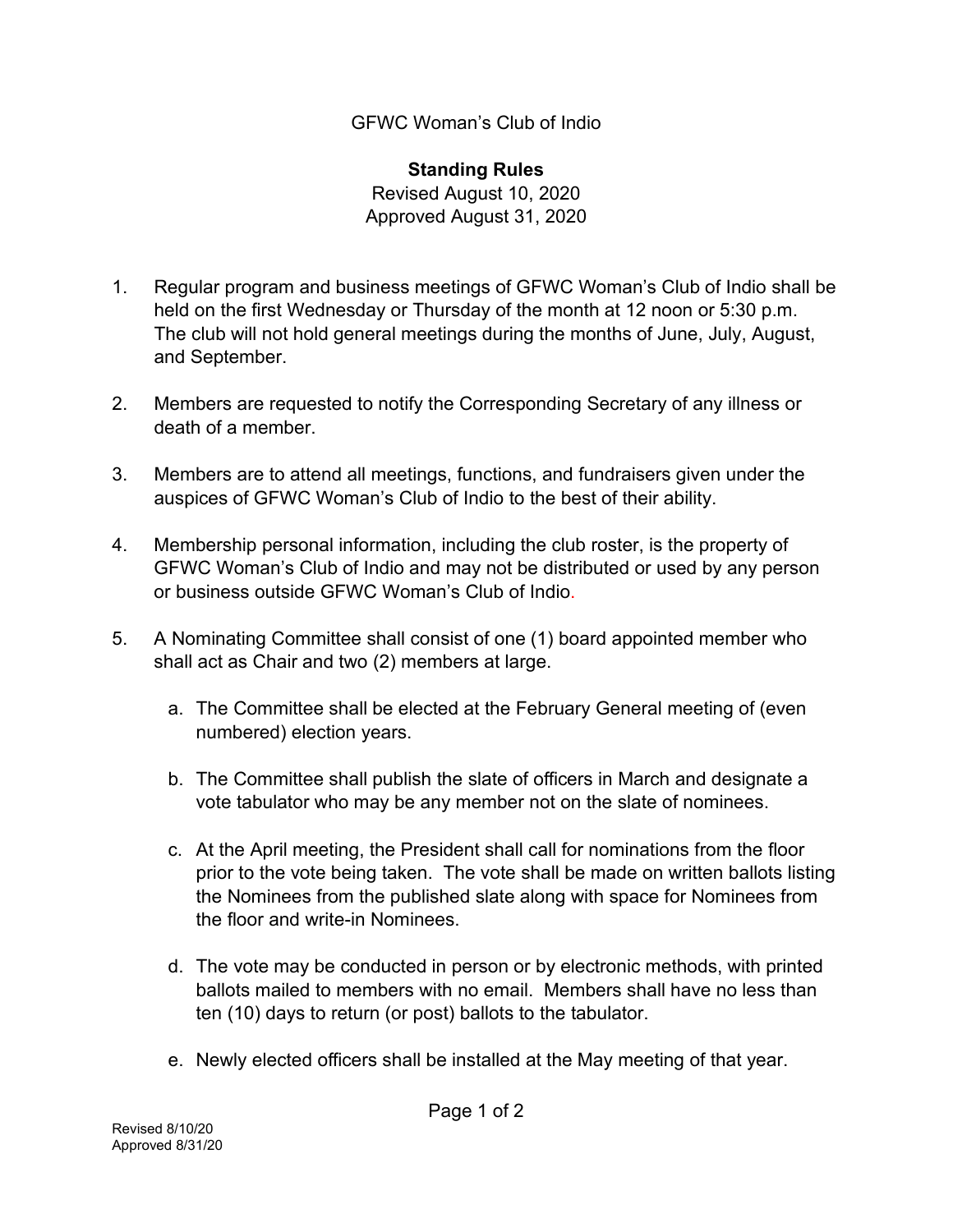GFWC Woman's Club of Indio

## Standing Rules

Revised August 10, 2020
Approved August 31, 2020

1. Regular program and business meetings of GFWC Woman's Club of Indio shall be held on the first Wednesday or Thursday of the month at 12 noon or 5:30 p.m. The club will not hold general meetings during the months of June, July, August, and September.

2. Members are requested to notify the Corresponding Secretary of any illness or death of a member.

3. Members are to attend all meetings, functions, and fundraisers given under the auspices of GFWC Woman's Club of Indio to the best of their ability.

4. Membership personal information, including the club roster, is the property of GFWC Woman's Club of Indio and may not be distributed or used by any person or business outside GFWC Woman's Club of Indio.

5. A Nominating Committee shall consist of one (1) board appointed member who shall act as Chair and two (2) members at large.

   a. The Committee shall be elected at the February General meeting of (even numbered) election years.

   b. The Committee shall publish the slate of officers in March and designate a vote tabulator who may be any member not on the slate of nominees.

   c. At the April meeting, the President shall call for nominations from the floor prior to the vote being taken. The vote shall be made on written ballots listing the Nominees from the published slate along with space for Nominees from the floor and write-in Nominees.

   d. The vote may be conducted in person or by electronic methods, with printed ballots mailed to members with no email. Members shall have no less than ten (10) days to return (or post) ballots to the tabulator.

   e. Newly elected officers shall be installed at the May meeting of that year.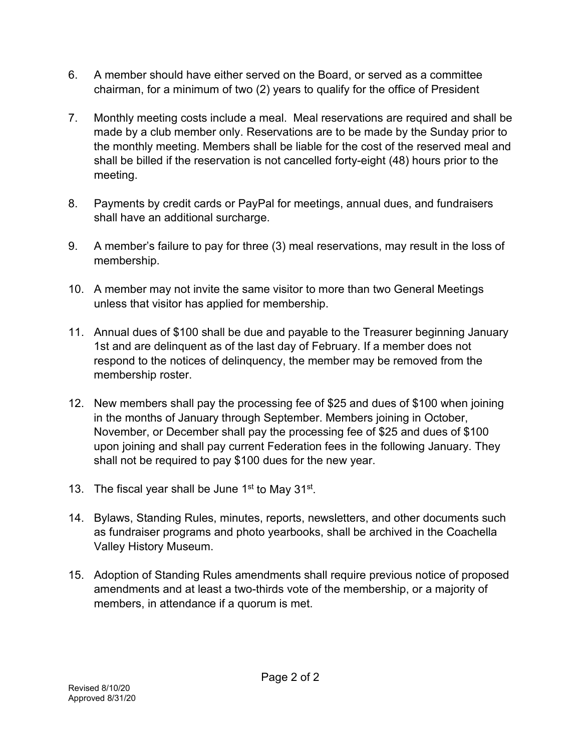6. A member should have either served on the Board, or served as a committee chairman, for a minimum of two (2) years to qualify for the office of President

7. Monthly meeting costs include a meal. Meal reservations are required and shall be made by a club member only. Reservations are to be made by the Sunday prior to the monthly meeting. Members shall be liable for the cost of the reserved meal and shall be billed if the reservation is not cancelled forty-eight (48) hours prior to the meeting.

8. Payments by credit cards or PayPal for meetings, annual dues, and fundraisers shall have an additional surcharge.

9. A member's failure to pay for three (3) meal reservations, may result in the loss of membership.

10. A member may not invite the same visitor to more than two General Meetings unless that visitor has applied for membership.

11. Annual dues of $100 shall be due and payable to the Treasurer beginning January 1st and are delinquent as of the last day of February. If a member does not respond to the notices of delinquency, the member may be removed from the membership roster.

12. New members shall pay the processing fee of $25 and dues of $100 when joining in the months of January through September. Members joining in October, November, or December shall pay the processing fee of $25 and dues of $100 upon joining and shall pay current Federation fees in the following January. They shall not be required to pay $100 dues for the new year.

13. The fiscal year shall be June 1st to May 31st.

14. Bylaws, Standing Rules, minutes, reports, newsletters, and other documents such as fundraiser programs and photo yearbooks, shall be archived in the Coachella Valley History Museum.

15. Adoption of Standing Rules amendments shall require previous notice of proposed amendments and at least a two-thirds vote of the membership, or a majority of members, in attendance if a quorum is met.

Revised 8/10/20
Approved 8/31/20